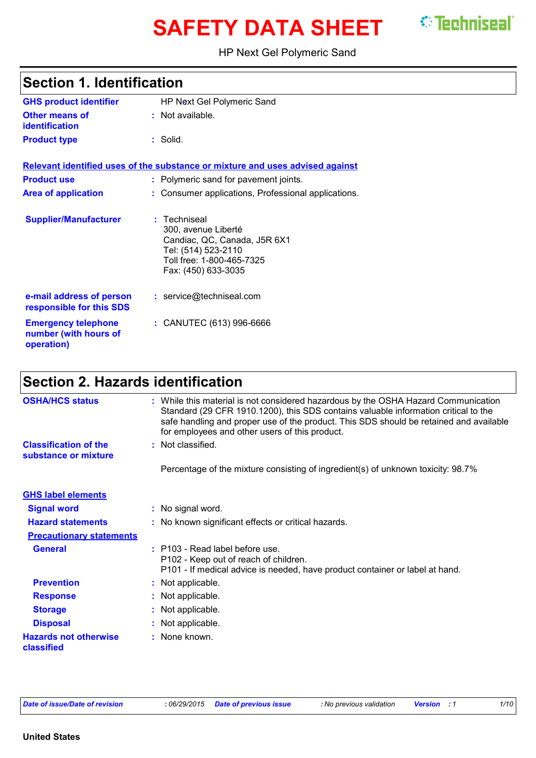# SAFETY DATA SHEET

HP Next Gel Polymeric Sand

## Section 1. Identification

**GHS product identifier** : HP Next Gel Polymeric Sand

**Other means of identification** : Not available.

**Product type** : Solid.

**Relevant identified uses of the substance or mixture and uses advised against**

**Product use** : Polymeric sand for pavement joints.

**Area of application** : Consumer applications, Professional applications.

**Supplier/Manufacturer** : Techniseal
300, avenue Liberté
Candiac, QC, Canada, J5R 6X1
Tel: (514) 523-2110
Toll free: 1-800-465-7325
Fax: (450) 633-3035

**e-mail address of person responsible for this SDS** : service@techniseal.com

**Emergency telephone number (with hours of operation)** : CANUTEC (613) 996-6666

## Section 2. Hazards identification

**OSHA/HCS status** : While this material is not considered hazardous by the OSHA Hazard Communication Standard (29 CFR 1910.1200), this SDS contains valuable information critical to the safe handling and proper use of the product. This SDS should be retained and available for employees and other users of this product.

**Classification of the substance or mixture** : Not classified.

Percentage of the mixture consisting of ingredient(s) of unknown toxicity: 98.7%

**GHS label elements**

**Signal word** : No signal word.

**Hazard statements** : No known significant effects or critical hazards.

**Precautionary statements**

**General** : P103 - Read label before use.
P102 - Keep out of reach of children.
P101 - If medical advice is needed, have product container or label at hand.

**Prevention** : Not applicable.

**Response** : Not applicable.

**Storage** : Not applicable.

**Disposal** : Not applicable.

**Hazards not otherwise classified** : None known.

*Date of issue/Date of revision* : 06/29/2015 *Date of previous issue* : No previous validation *Version* : 1

**United States**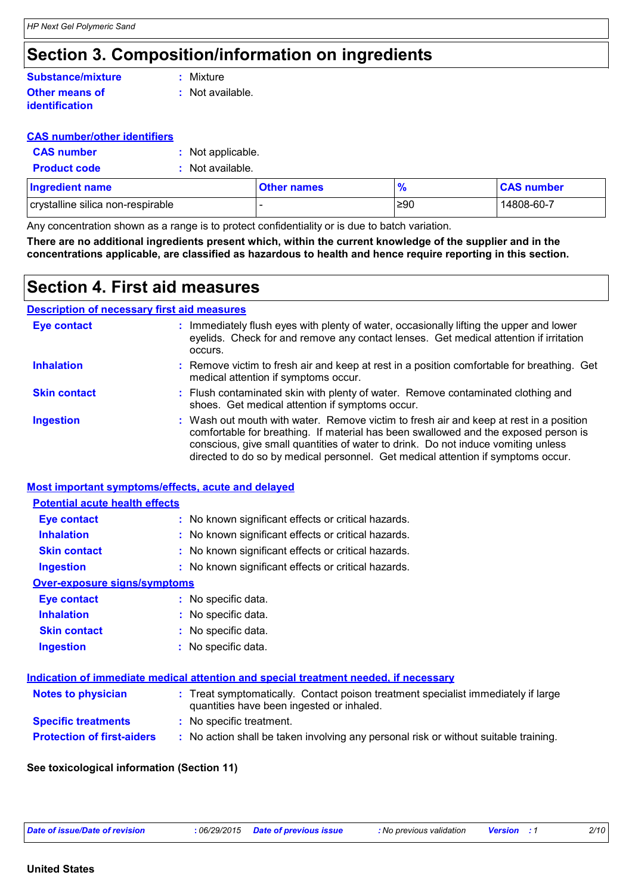# Section 3. Composition/information on ingredients

**Substance/mixture** : Mixture

**Other means of identification** : Not available.

**CAS number/other identifiers**

**CAS number** : Not applicable.

**Product code** : Not available.

| Ingredient name | Other names | % | CAS number |
|---|---|---|---|
| crystalline silica non-respirable | - | ≥90 | 14808-60-7 |

Any concentration shown as a range is to protect confidentiality or is due to batch variation.

**There are no additional ingredients present which, within the current knowledge of the supplier and in the concentrations applicable, are classified as hazardous to health and hence require reporting in this section.**

# Section 4. First aid measures

**Description of necessary first aid measures**

**Eye contact** : Immediately flush eyes with plenty of water, occasionally lifting the upper and lower eyelids. Check for and remove any contact lenses. Get medical attention if irritation occurs.

**Inhalation** : Remove victim to fresh air and keep at rest in a position comfortable for breathing. Get medical attention if symptoms occur.

**Skin contact** : Flush contaminated skin with plenty of water. Remove contaminated clothing and shoes. Get medical attention if symptoms occur.

**Ingestion** : Wash out mouth with water. Remove victim to fresh air and keep at rest in a position comfortable for breathing. If material has been swallowed and the exposed person is conscious, give small quantities of water to drink. Do not induce vomiting unless directed to do so by medical personnel. Get medical attention if symptoms occur.

**Most important symptoms/effects, acute and delayed**

**Potential acute health effects**

**Eye contact** : No known significant effects or critical hazards.

**Inhalation** : No known significant effects or critical hazards.

**Skin contact** : No known significant effects or critical hazards.

**Ingestion** : No known significant effects or critical hazards.

**Over-exposure signs/symptoms**

**Eye contact** : No specific data.

**Inhalation** : No specific data.

**Skin contact** : No specific data.

**Ingestion** : No specific data.

**Indication of immediate medical attention and special treatment needed, if necessary**

**Notes to physician** : Treat symptomatically. Contact poison treatment specialist immediately if large quantities have been ingested or inhaled.

**Specific treatments** : No specific treatment.

**Protection of first-aiders** : No action shall be taken involving any personal risk or without suitable training.

**See toxicological information (Section 11)**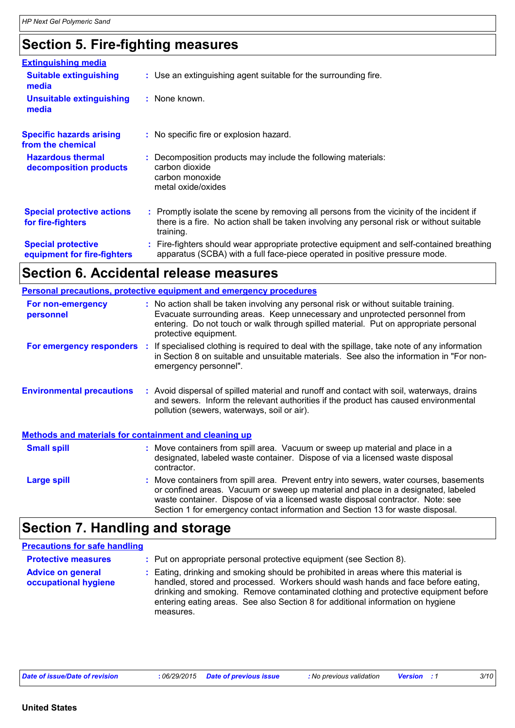## Section 5. Fire-fighting measures

### Extinguishing media

**Suitable extinguishing media** : Use an extinguishing agent suitable for the surrounding fire.

**Unsuitable extinguishing media** : None known.

**Specific hazards arising from the chemical** : No specific fire or explosion hazard.

**Hazardous thermal decomposition products** : Decomposition products may include the following materials:
carbon dioxide
carbon monoxide
metal oxide/oxides

**Special protective actions for fire-fighters** : Promptly isolate the scene by removing all persons from the vicinity of the incident if there is a fire. No action shall be taken involving any personal risk or without suitable training.

**Special protective equipment for fire-fighters** : Fire-fighters should wear appropriate protective equipment and self-contained breathing apparatus (SCBA) with a full face-piece operated in positive pressure mode.

## Section 6. Accidental release measures

### Personal precautions, protective equipment and emergency procedures

**For non-emergency personnel** : No action shall be taken involving any personal risk or without suitable training. Evacuate surrounding areas. Keep unnecessary and unprotected personnel from entering. Do not touch or walk through spilled material. Put on appropriate personal protective equipment.

**For emergency responders** : If specialised clothing is required to deal with the spillage, take note of any information in Section 8 on suitable and unsuitable materials. See also the information in "For non-emergency personnel".

**Environmental precautions** : Avoid dispersal of spilled material and runoff and contact with soil, waterways, drains and sewers. Inform the relevant authorities if the product has caused environmental pollution (sewers, waterways, soil or air).

### Methods and materials for containment and cleaning up

**Small spill** : Move containers from spill area. Vacuum or sweep up material and place in a designated, labeled waste container. Dispose of via a licensed waste disposal contractor.

**Large spill** : Move containers from spill area. Prevent entry into sewers, water courses, basements or confined areas. Vacuum or sweep up material and place in a designated, labeled waste container. Dispose of via a licensed waste disposal contractor. Note: see Section 1 for emergency contact information and Section 13 for waste disposal.

## Section 7. Handling and storage

### Precautions for safe handling

**Protective measures** : Put on appropriate personal protective equipment (see Section 8).

**Advice on general occupational hygiene** : Eating, drinking and smoking should be prohibited in areas where this material is handled, stored and processed. Workers should wash hands and face before eating, drinking and smoking. Remove contaminated clothing and protective equipment before entering eating areas. See also Section 8 for additional information on hygiene measures.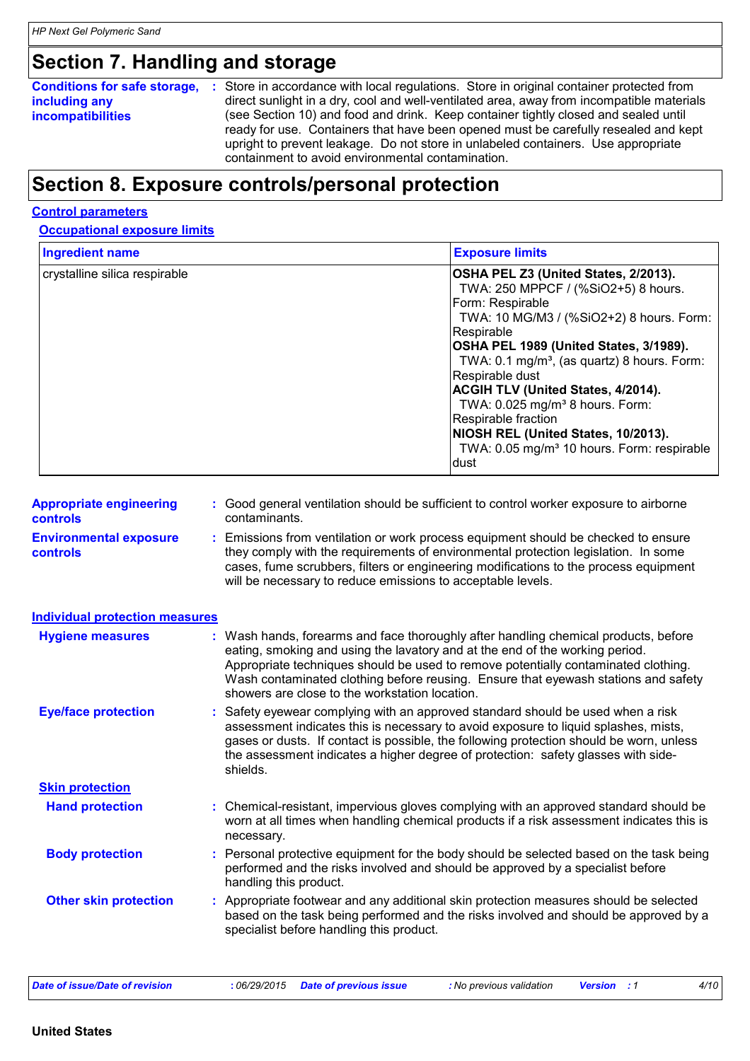## Section 7. Handling and storage

**Conditions for safe storage, including any incompatibilities** : Store in accordance with local regulations. Store in original container protected from direct sunlight in a dry, cool and well-ventilated area, away from incompatible materials (see Section 10) and food and drink. Keep container tightly closed and sealed until ready for use. Containers that have been opened must be carefully resealed and kept upright to prevent leakage. Do not store in unlabeled containers. Use appropriate containment to avoid environmental contamination.

## Section 8. Exposure controls/personal protection

### Control parameters

#### Occupational exposure limits

| Ingredient name | Exposure limits |
|---|---|
| crystalline silica respirable | **OSHA PEL Z3 (United States, 2/2013).**<br>TWA: 250 MPPCF / (%SiO2+5) 8 hours. Form: Respirable<br>TWA: 10 MG/M3 / (%SiO2+2) 8 hours. Form: Respirable<br>**OSHA PEL 1989 (United States, 3/1989).**<br>TWA: 0.1 mg/m³, (as quartz) 8 hours. Form: Respirable dust<br>**ACGIH TLV (United States, 4/2014).**<br>TWA: 0.025 mg/m³ 8 hours. Form: Respirable fraction<br>**NIOSH REL (United States, 10/2013).**<br>TWA: 0.05 mg/m³ 10 hours. Form: respirable dust |

**Appropriate engineering controls** : Good general ventilation should be sufficient to control worker exposure to airborne contaminants.

**Environmental exposure controls** : Emissions from ventilation or work process equipment should be checked to ensure they comply with the requirements of environmental protection legislation. In some cases, fume scrubbers, filters or engineering modifications to the process equipment will be necessary to reduce emissions to acceptable levels.

### Individual protection measures

**Hygiene measures** : Wash hands, forearms and face thoroughly after handling chemical products, before eating, smoking and using the lavatory and at the end of the working period. Appropriate techniques should be used to remove potentially contaminated clothing. Wash contaminated clothing before reusing. Ensure that eyewash stations and safety showers are close to the workstation location.

**Eye/face protection** : Safety eyewear complying with an approved standard should be used when a risk assessment indicates this is necessary to avoid exposure to liquid splashes, mists, gases or dusts. If contact is possible, the following protection should be worn, unless the assessment indicates a higher degree of protection: safety glasses with side-shields.

**Skin protection**

**Hand protection** : Chemical-resistant, impervious gloves complying with an approved standard should be worn at all times when handling chemical products if a risk assessment indicates this is necessary.

**Body protection** : Personal protective equipment for the body should be selected based on the task being performed and the risks involved and should be approved by a specialist before handling this product.

**Other skin protection** : Appropriate footwear and any additional skin protection measures should be selected based on the task being performed and the risks involved and should be approved by a specialist before handling this product.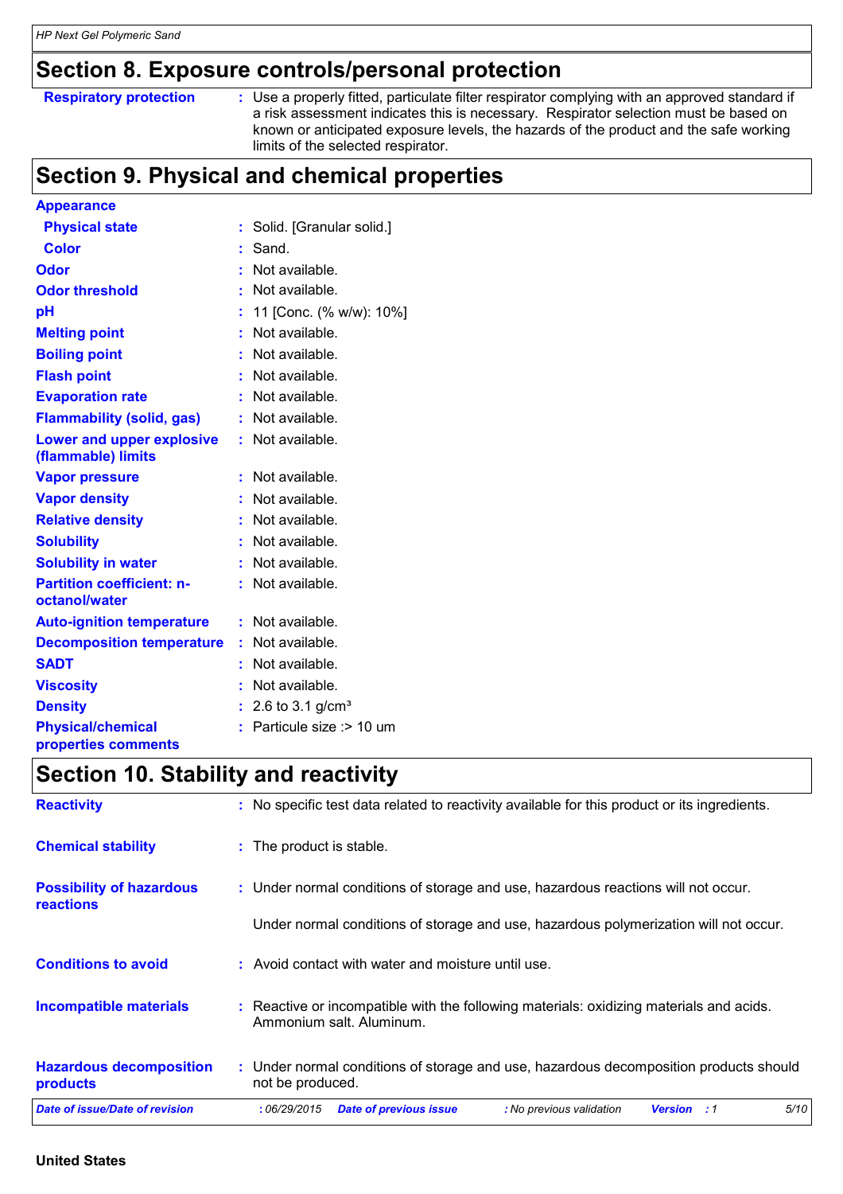## Section 8. Exposure controls/personal protection

| | |
|---|---|
| **Respiratory protection** | : Use a properly fitted, particulate filter respirator complying with an approved standard if a risk assessment indicates this is necessary. Respirator selection must be based on known or anticipated exposure levels, the hazards of the product and the safe working limits of the selected respirator. |

## Section 9. Physical and chemical properties

| | |
|---|---|
| **Appearance** | |
| **Physical state** | : Solid. [Granular solid.] |
| **Color** | : Sand. |
| **Odor** | : Not available. |
| **Odor threshold** | : Not available. |
| **pH** | : 11 [Conc. (% w/w): 10%] |
| **Melting point** | : Not available. |
| **Boiling point** | : Not available. |
| **Flash point** | : Not available. |
| **Evaporation rate** | : Not available. |
| **Flammability (solid, gas)** | : Not available. |
| **Lower and upper explosive (flammable) limits** | : Not available. |
| **Vapor pressure** | : Not available. |
| **Vapor density** | : Not available. |
| **Relative density** | : Not available. |
| **Solubility** | : Not available. |
| **Solubility in water** | : Not available. |
| **Partition coefficient: n-octanol/water** | : Not available. |
| **Auto-ignition temperature** | : Not available. |
| **Decomposition temperature** | : Not available. |
| **SADT** | : Not available. |
| **Viscosity** | : Not available. |
| **Density** | : 2.6 to 3.1 g/cm³ |
| **Physical/chemical properties comments** | : Particule size :> 10 um |

## Section 10. Stability and reactivity

| | |
|---|---|
| **Reactivity** | : No specific test data related to reactivity available for this product or its ingredients. |
| **Chemical stability** | : The product is stable. |
| **Possibility of hazardous reactions** | : Under normal conditions of storage and use, hazardous reactions will not occur.<br><br>Under normal conditions of storage and use, hazardous polymerization will not occur. |
| **Conditions to avoid** | : Avoid contact with water and moisture until use. |
| **Incompatible materials** | : Reactive or incompatible with the following materials: oxidizing materials and acids. Ammonium salt. Aluminum. |
| **Hazardous decomposition products** | : Under normal conditions of storage and use, hazardous decomposition products should not be produced. |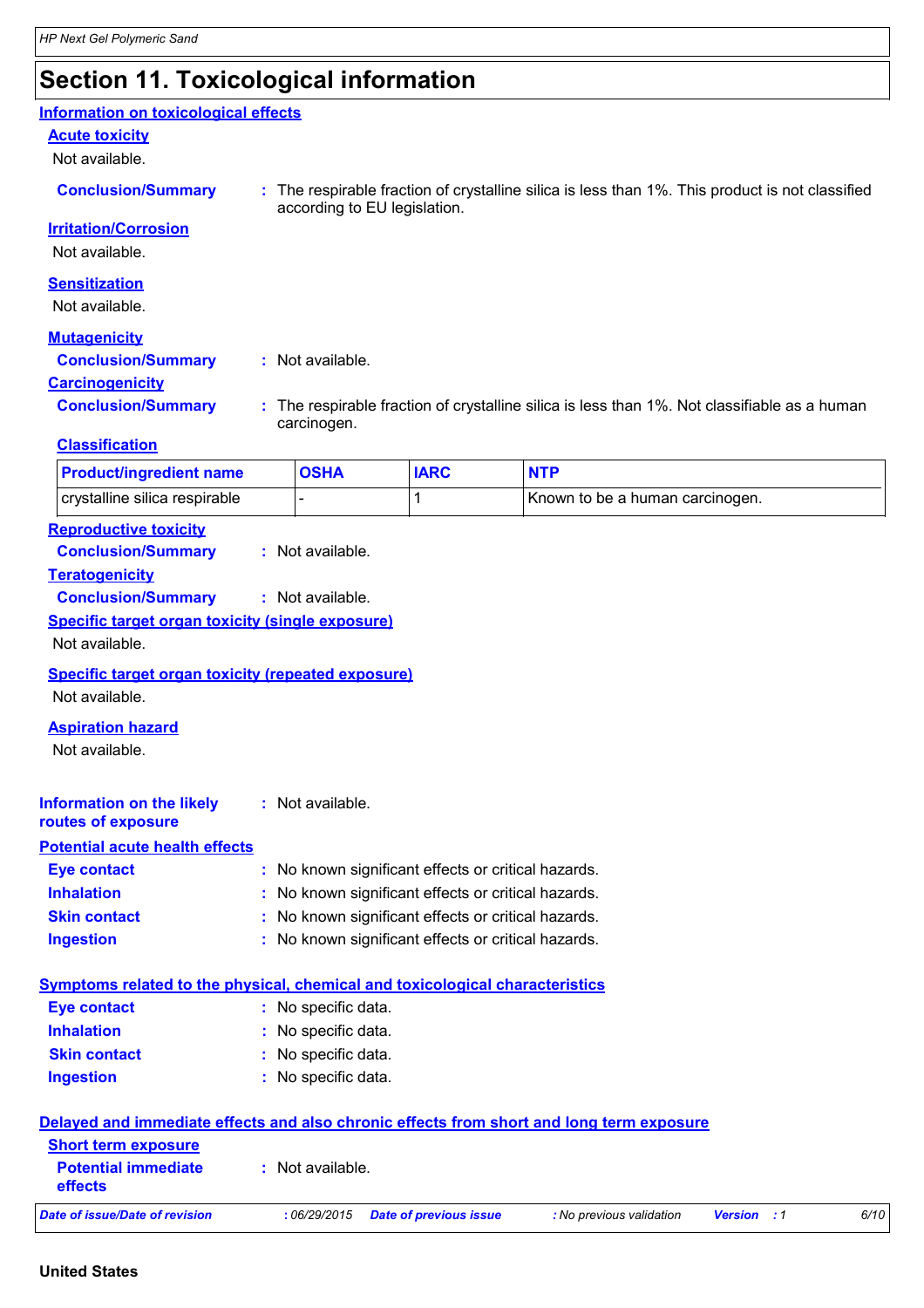# Section 11. Toxicological information

## Information on toxicological effects

### Acute toxicity

Not available.

**Conclusion/Summary** : The respirable fraction of crystalline silica is less than 1%. This product is not classified according to EU legislation.

### Irritation/Corrosion

Not available.

### Sensitization

Not available.

### Mutagenicity

**Conclusion/Summary** : Not available.

### Carcinogenicity

**Conclusion/Summary** : The respirable fraction of crystalline silica is less than 1%. Not classifiable as a human carcinogen.

#### Classification

| Product/ingredient name | OSHA | IARC | NTP |
| --- | --- | --- | --- |
| crystalline silica respirable | - | 1 | Known to be a human carcinogen. |

### Reproductive toxicity

**Conclusion/Summary** : Not available.

### Teratogenicity

**Conclusion/Summary** : Not available.

### Specific target organ toxicity (single exposure)

Not available.

### Specific target organ toxicity (repeated exposure)

Not available.

### Aspiration hazard

Not available.

**Information on the likely routes of exposure** : Not available.

## Potential acute health effects

**Eye contact** : No known significant effects or critical hazards.
**Inhalation** : No known significant effects or critical hazards.
**Skin contact** : No known significant effects or critical hazards.
**Ingestion** : No known significant effects or critical hazards.

## Symptoms related to the physical, chemical and toxicological characteristics

**Eye contact** : No specific data.
**Inhalation** : No specific data.
**Skin contact** : No specific data.
**Ingestion** : No specific data.

## Delayed and immediate effects and also chronic effects from short and long term exposure

### Short term exposure

**Potential immediate effects** : Not available.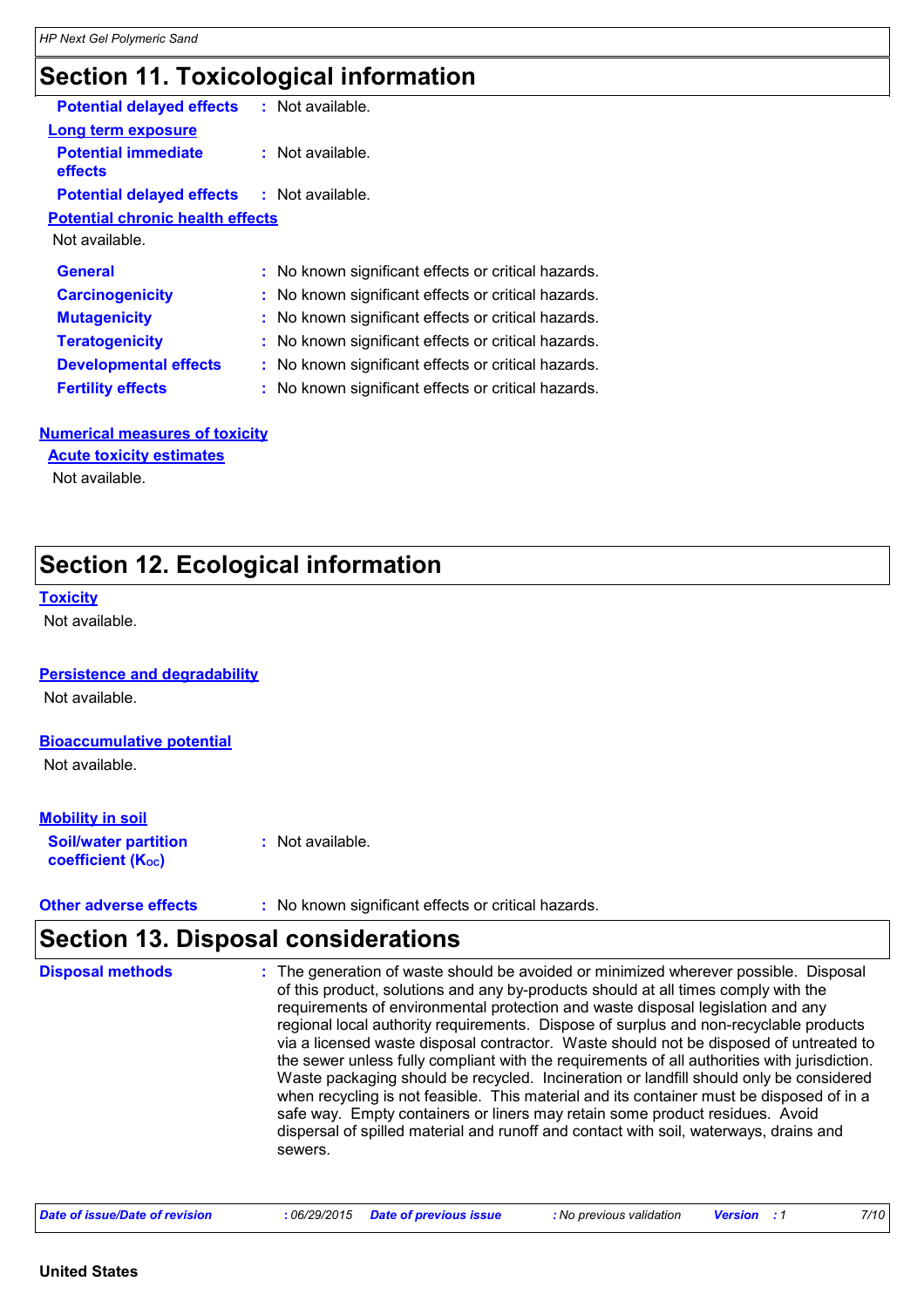## Section 11. Toxicological information

**Potential delayed effects** : Not available.

**Long term exposure**

**Potential immediate effects** : Not available.

**Potential delayed effects** : Not available.

**Potential chronic health effects**

Not available.

**General** : No known significant effects or critical hazards.

**Carcinogenicity** : No known significant effects or critical hazards.

**Mutagenicity** : No known significant effects or critical hazards.

**Teratogenicity** : No known significant effects or critical hazards.

**Developmental effects** : No known significant effects or critical hazards.

**Fertility effects** : No known significant effects or critical hazards.

**Numerical measures of toxicity**

**Acute toxicity estimates**

Not available.

## Section 12. Ecological information

**Toxicity**

Not available.

**Persistence and degradability**

Not available.

**Bioaccumulative potential**

Not available.

**Mobility in soil**

**Soil/water partition coefficient ($K_{OC}$)** : Not available.

**Other adverse effects** : No known significant effects or critical hazards.

## Section 13. Disposal considerations

**Disposal methods** : The generation of waste should be avoided or minimized wherever possible. Disposal of this product, solutions and any by-products should at all times comply with the requirements of environmental protection and waste disposal legislation and any regional local authority requirements. Dispose of surplus and non-recyclable products via a licensed waste disposal contractor. Waste should not be disposed of untreated to the sewer unless fully compliant with the requirements of all authorities with jurisdiction. Waste packaging should be recycled. Incineration or landfill should only be considered when recycling is not feasible. This material and its container must be disposed of in a safe way. Empty containers or liners may retain some product residues. Avoid dispersal of spilled material and runoff and contact with soil, waterways, drains and sewers.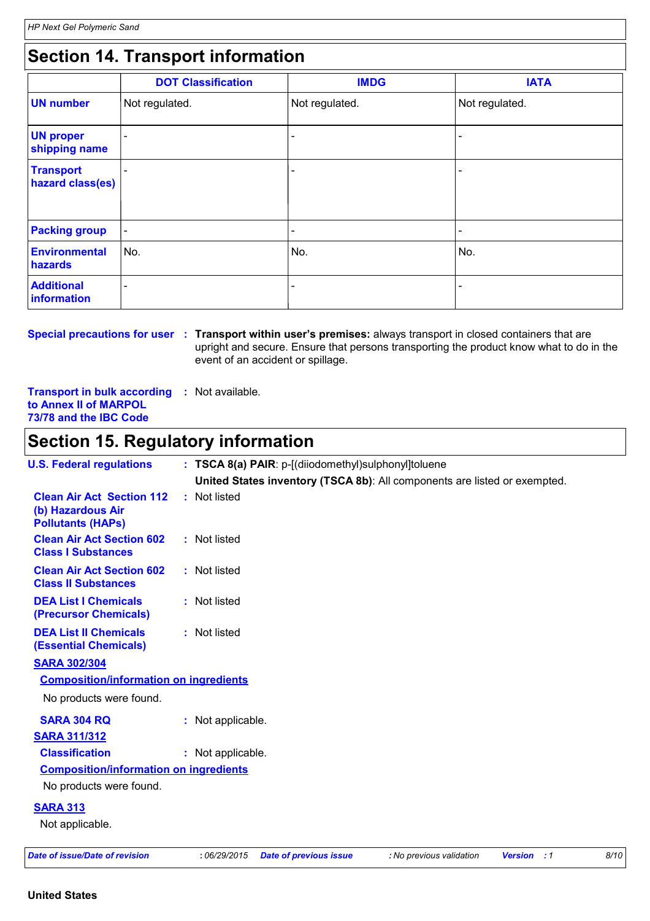## Section 14. Transport information

| | DOT Classification | IMDG | IATA |
|---|---|---|---|
| **UN number** | Not regulated. | Not regulated. | Not regulated. |
| **UN proper shipping name** | - | - | - |
| **Transport hazard class(es)** | - | - | - |
| **Packing group** | - | - | - |
| **Environmental hazards** | No. | No. | No. |
| **Additional information** | - | - | - |

**Special precautions for user** : **Transport within user's premises:** always transport in closed containers that are upright and secure. Ensure that persons transporting the product know what to do in the event of an accident or spillage.

**Transport in bulk according to Annex II of MARPOL 73/78 and the IBC Code** : Not available.

## Section 15. Regulatory information

**U.S. Federal regulations** : **TSCA 8(a) PAIR**: p-[(diiodomethyl)sulphonyl]toluene

**United States inventory (TSCA 8b)**: All components are listed or exempted.

**Clean Air Act Section 112 (b) Hazardous Air Pollutants (HAPs)** : Not listed

**Clean Air Act Section 602 Class I Substances** : Not listed

**Clean Air Act Section 602 Class II Substances** : Not listed

**DEA List I Chemicals (Precursor Chemicals)** : Not listed

**DEA List II Chemicals (Essential Chemicals)** : Not listed

**SARA 302/304**

**Composition/information on ingredients**

No products were found.

**SARA 304 RQ** : Not applicable.

**SARA 311/312**

**Classification** : Not applicable.

**Composition/information on ingredients**

No products were found.

**SARA 313**

Not applicable.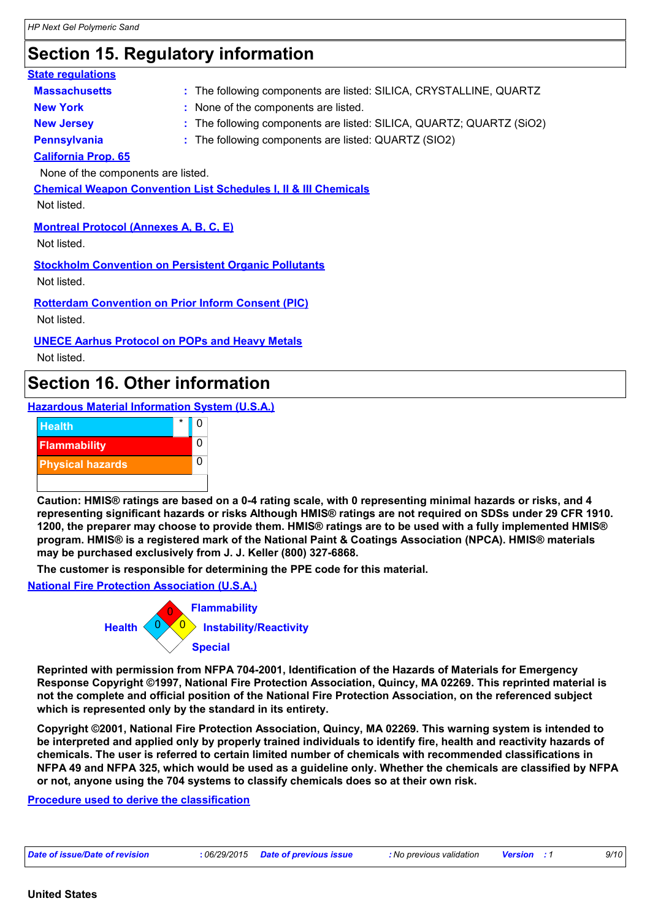## Section 15. Regulatory information

**State regulations**

| | |
|---|---|
| **Massachusetts** | : The following components are listed: SILICA, CRYSTALLINE, QUARTZ |
| **New York** | : None of the components are listed. |
| **New Jersey** | : The following components are listed: SILICA, QUARTZ; QUARTZ ($SiO_2$) |
| **Pennsylvania** | : The following components are listed: QUARTZ (SIO2) |

**California Prop. 65**

None of the components are listed.

**Chemical Weapon Convention List Schedules I, II & III Chemicals**

Not listed.

**Montreal Protocol (Annexes A, B, C, E)**

Not listed.

**Stockholm Convention on Persistent Organic Pollutants**

Not listed.

**Rotterdam Convention on Prior Inform Consent (PIC)**

Not listed.

**UNECE Aarhus Protocol on POPs and Heavy Metals**

Not listed.

## Section 16. Other information

**Hazardous Material Information System (U.S.A.)**

| | | |
|---|---|---|
| Health | * | 0 |
| Flammability | | 0 |
| Physical hazards | | 0 |

**Caution: HMIS® ratings are based on a 0-4 rating scale, with 0 representing minimal hazards or risks, and 4 representing significant hazards or risks Although HMIS® ratings are not required on SDSs under 29 CFR 1910. 1200, the preparer may choose to provide them. HMIS® ratings are to be used with a fully implemented HMIS® program. HMIS® is a registered mark of the National Paint & Coatings Association (NPCA). HMIS® materials may be purchased exclusively from J. J. Keller (800) 327-6868.**

**The customer is responsible for determining the PPE code for this material.**

**National Fire Protection Association (U.S.A.)**

Health: 0
Flammability: 0
Instability/Reactivity: 0
Special:

**Reprinted with permission from NFPA 704-2001, Identification of the Hazards of Materials for Emergency Response Copyright ©1997, National Fire Protection Association, Quincy, MA 02269. This reprinted material is not the complete and official position of the National Fire Protection Association, on the referenced subject which is represented only by the standard in its entirety.**

**Copyright ©2001, National Fire Protection Association, Quincy, MA 02269. This warning system is intended to be interpreted and applied only by properly trained individuals to identify fire, health and reactivity hazards of chemicals. The user is referred to certain limited number of chemicals with recommended classifications in NFPA 49 and NFPA 325, which would be used as a guideline only. Whether the chemicals are classified by NFPA or not, anyone using the 704 systems to classify chemicals does so at their own risk.**

**Procedure used to derive the classification**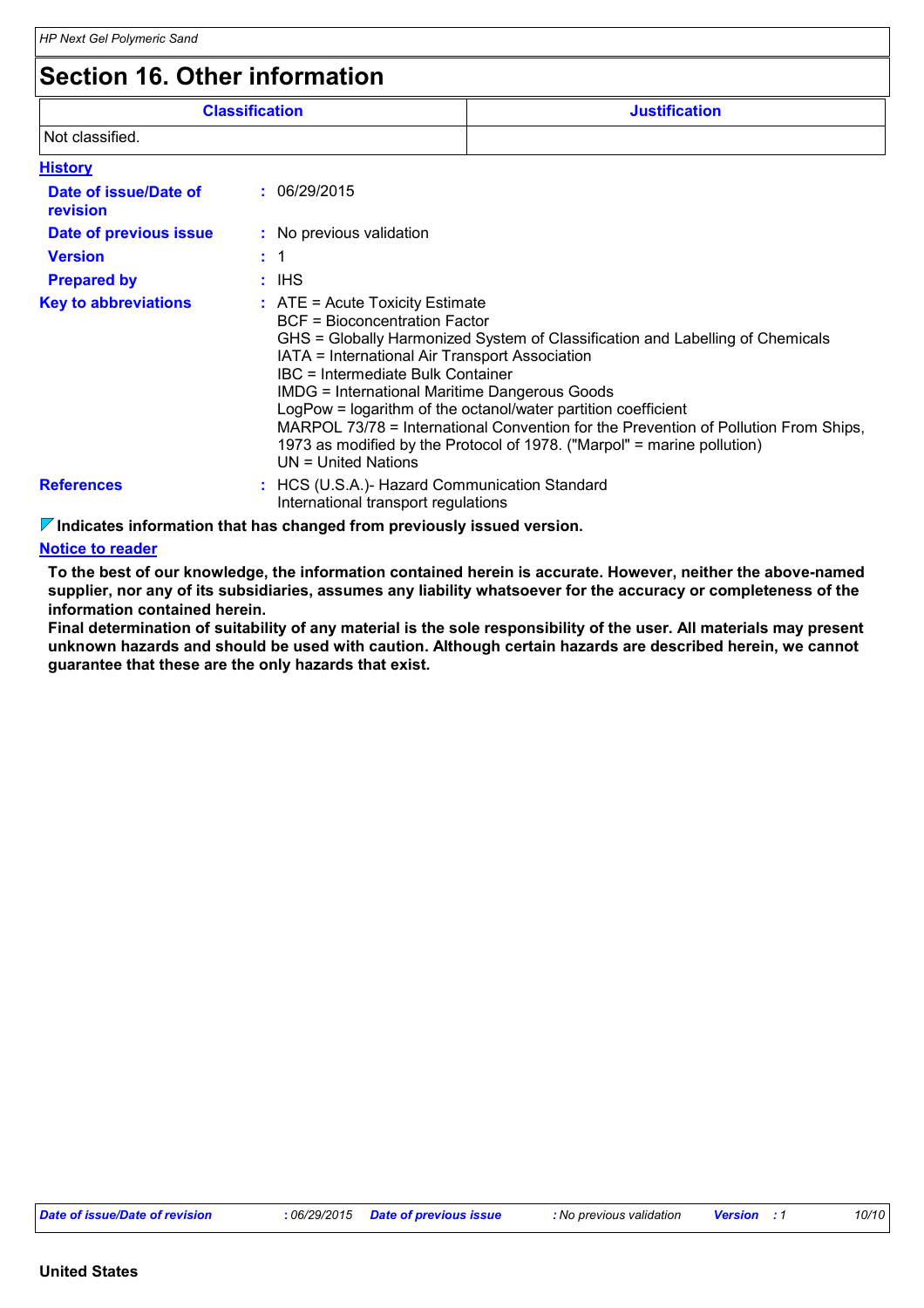# Section 16. Other information

| Classification | Justification |
|---|---|
| Not classified. | |

**History**

**Date of issue/Date of revision** : 06/29/2015

**Date of previous issue** : No previous validation

**Version** : 1

**Prepared by** : IHS

**Key to abbreviations** : ATE = Acute Toxicity Estimate
BCF = Bioconcentration Factor
GHS = Globally Harmonized System of Classification and Labelling of Chemicals
IATA = International Air Transport Association
IBC = Intermediate Bulk Container
IMDG = International Maritime Dangerous Goods
LogPow = logarithm of the octanol/water partition coefficient
MARPOL 73/78 = International Convention for the Prevention of Pollution From Ships, 1973 as modified by the Protocol of 1978. ("Marpol" = marine pollution)
UN = United Nations

**References** : HCS (U.S.A.)- Hazard Communication Standard
International transport regulations

**Indicates information that has changed from previously issued version.**

**Notice to reader**

**To the best of our knowledge, the information contained herein is accurate. However, neither the above-named supplier, nor any of its subsidiaries, assumes any liability whatsoever for the accuracy or completeness of the information contained herein.**

**Final determination of suitability of any material is the sole responsibility of the user. All materials may present unknown hazards and should be used with caution. Although certain hazards are described herein, we cannot guarantee that these are the only hazards that exist.**